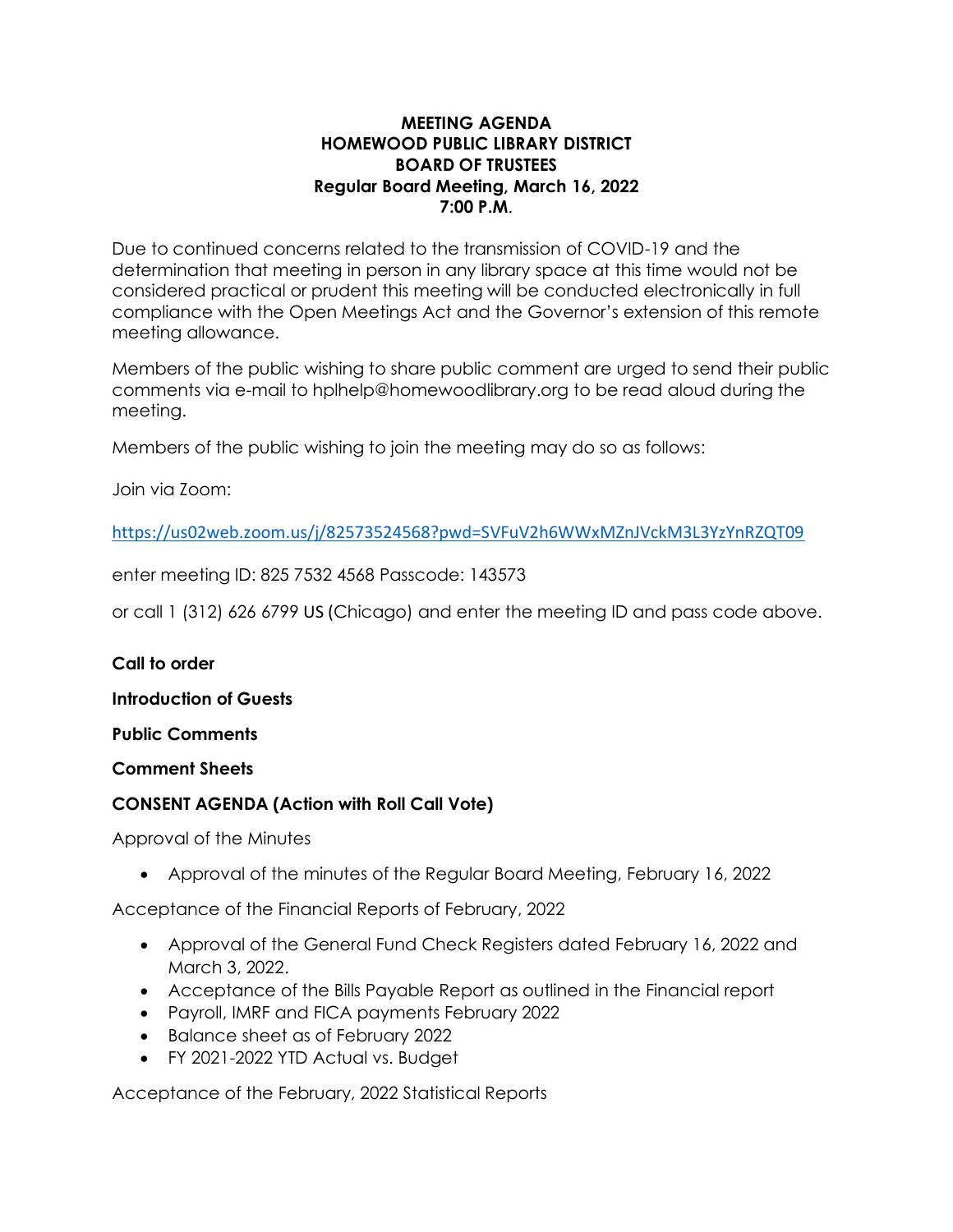**MEETING AGENDA**
**HOMEWOOD PUBLIC LIBRARY DISTRICT**
**BOARD OF TRUSTEES**
**Regular Board Meeting, March 16, 2022**
**7:00 P.M.**

Due to continued concerns related to the transmission of COVID-19 and the determination that meeting in person in any library space at this time would not be considered practical or prudent this meeting will be conducted electronically in full compliance with the Open Meetings Act and the Governor's extension of this remote meeting allowance.

Members of the public wishing to share public comment are urged to send their public comments via e-mail to hplhelp@homewoodlibrary.org to be read aloud during the meeting.

Members of the public wishing to join the meeting may do so as follows:

Join via Zoom:

https://us02web.zoom.us/j/82573524568?pwd=SVFuV2h6WWxMZnJVckM3L3YzYnRZQT09

enter meeting ID: 825 7532 4568 Passcode: 143573

or call 1 (312) 626 6799 US (Chicago) and enter the meeting ID and pass code above.

**Call to order**

**Introduction of Guests**

**Public Comments**

**Comment Sheets**

**CONSENT AGENDA (Action with Roll Call Vote)**

Approval of the Minutes

- Approval of the minutes of the Regular Board Meeting, February 16, 2022

Acceptance of the Financial Reports of February, 2022

- Approval of the General Fund Check Registers dated February 16, 2022 and March 3, 2022.
- Acceptance of the Bills Payable Report as outlined in the Financial report
- Payroll, IMRF and FICA payments February 2022
- Balance sheet as of February 2022
- FY 2021-2022 YTD Actual vs. Budget

Acceptance of the February, 2022 Statistical Reports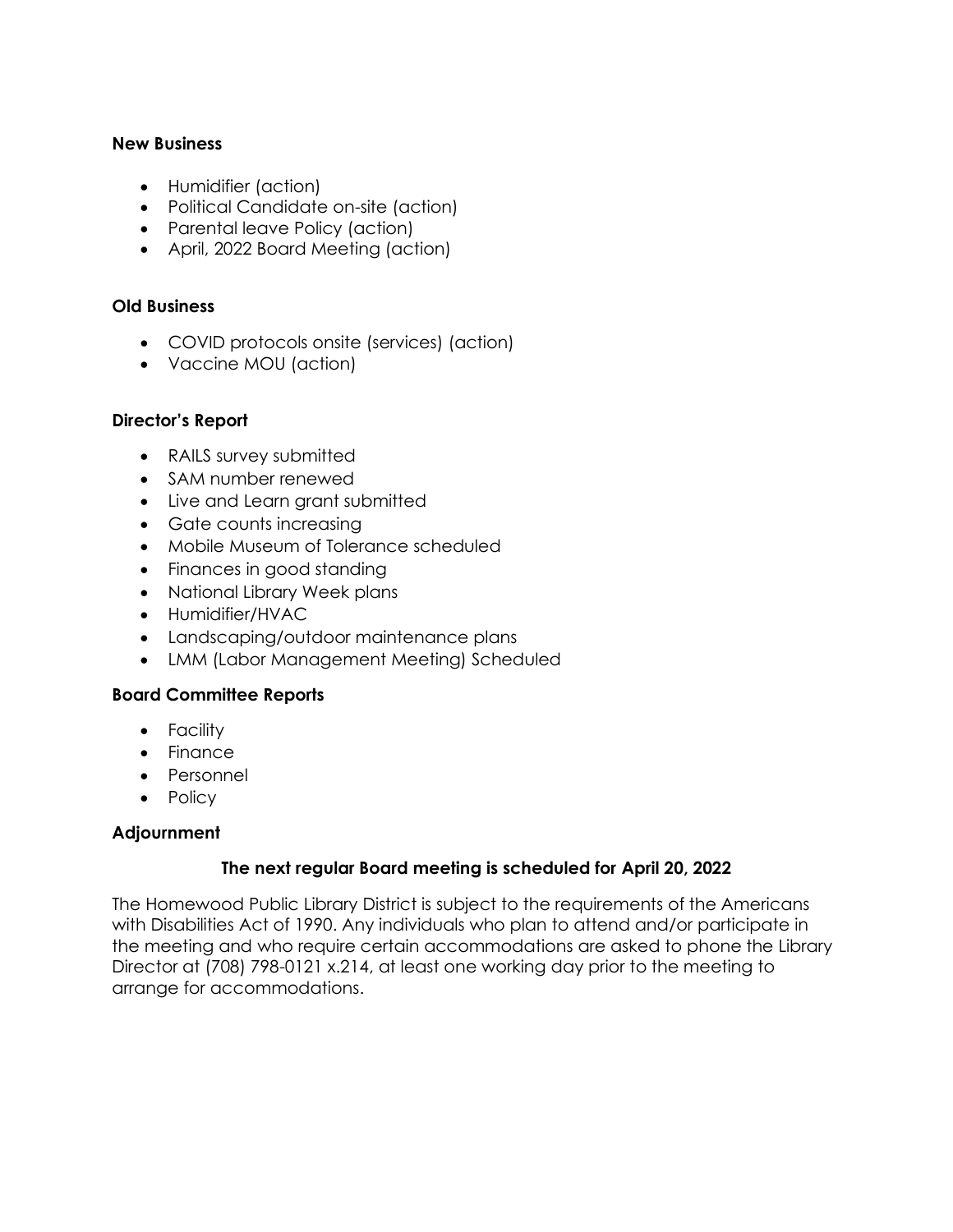**New Business**

- Humidifier (action)
- Political Candidate on-site (action)
- Parental leave Policy (action)
- April, 2022 Board Meeting (action)

**Old Business**

- COVID protocols onsite (services) (action)
- Vaccine MOU (action)

**Director's Report**

- RAILS survey submitted
- SAM number renewed
- Live and Learn grant submitted
- Gate counts increasing
- Mobile Museum of Tolerance scheduled
- Finances in good standing
- National Library Week plans
- Humidifier/HVAC
- Landscaping/outdoor maintenance plans
- LMM (Labor Management Meeting) Scheduled

**Board Committee Reports**

- Facility
- Finance
- Personnel
- Policy

**Adjournment**

**The next regular Board meeting is scheduled for April 20, 2022**

The Homewood Public Library District is subject to the requirements of the Americans with Disabilities Act of 1990. Any individuals who plan to attend and/or participate in the meeting and who require certain accommodations are asked to phone the Library Director at (708) 798-0121 x.214, at least one working day prior to the meeting to arrange for accommodations.